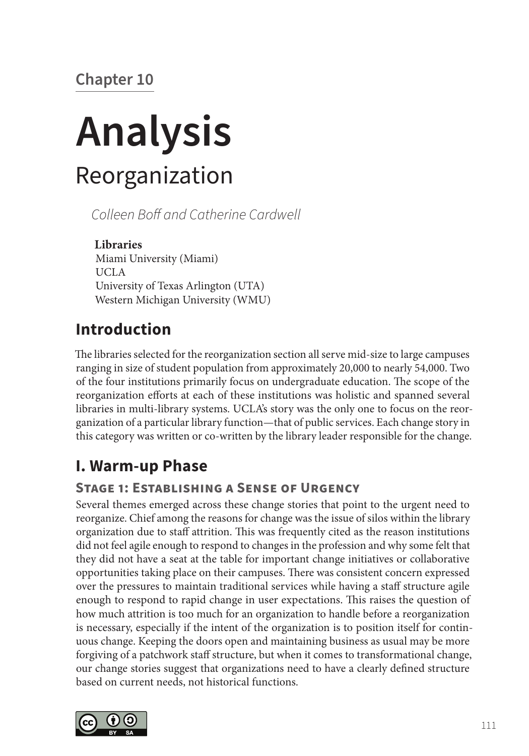Chapter 10

# Analysis

## Reorganization

*Colleen Boff and Catherine Cardwell*

**Libraries**
Miami University (Miami)
UCLA
University of Texas Arlington (UTA)
Western Michigan University (WMU)

## Introduction

The libraries selected for the reorganization section all serve mid-size to large campuses ranging in size of student population from approximately 20,000 to nearly 54,000. Two of the four institutions primarily focus on undergraduate education. The scope of the reorganization efforts at each of these institutions was holistic and spanned several libraries in multi-library systems. UCLA's story was the only one to focus on the reorganization of a particular library function—that of public services. Each change story in this category was written or co-written by the library leader responsible for the change.

## I. Warm-up Phase

### Stage 1: Establishing a Sense of Urgency

Several themes emerged across these change stories that point to the urgent need to reorganize. Chief among the reasons for change was the issue of silos within the library organization due to staff attrition. This was frequently cited as the reason institutions did not feel agile enough to respond to changes in the profession and why some felt that they did not have a seat at the table for important change initiatives or collaborative opportunities taking place on their campuses. There was consistent concern expressed over the pressures to maintain traditional services while having a staff structure agile enough to respond to rapid change in user expectations. This raises the question of how much attrition is too much for an organization to handle before a reorganization is necessary, especially if the intent of the organization is to position itself for continuous change. Keeping the doors open and maintaining business as usual may be more forgiving of a patchwork staff structure, but when it comes to transformational change, our change stories suggest that organizations need to have a clearly defined structure based on current needs, not historical functions.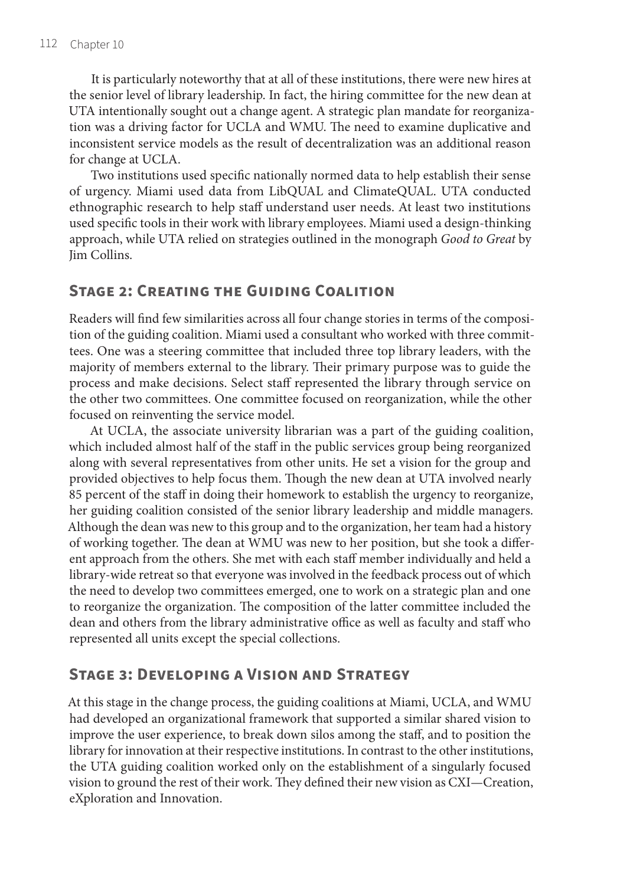It is particularly noteworthy that at all of these institutions, there were new hires at the senior level of library leadership. In fact, the hiring committee for the new dean at UTA intentionally sought out a change agent. A strategic plan mandate for reorganization was a driving factor for UCLA and WMU. The need to examine duplicative and inconsistent service models as the result of decentralization was an additional reason for change at UCLA.

Two institutions used specific nationally normed data to help establish their sense of urgency. Miami used data from LibQUAL and ClimateQUAL. UTA conducted ethnographic research to help staff understand user needs. At least two institutions used specific tools in their work with library employees. Miami used a design-thinking approach, while UTA relied on strategies outlined in the monograph *Good to Great* by Jim Collins.

## Stage 2: Creating the Guiding Coalition

Readers will find few similarities across all four change stories in terms of the composition of the guiding coalition. Miami used a consultant who worked with three committees. One was a steering committee that included three top library leaders, with the majority of members external to the library. Their primary purpose was to guide the process and make decisions. Select staff represented the library through service on the other two committees. One committee focused on reorganization, while the other focused on reinventing the service model.

At UCLA, the associate university librarian was a part of the guiding coalition, which included almost half of the staff in the public services group being reorganized along with several representatives from other units. He set a vision for the group and provided objectives to help focus them. Though the new dean at UTA involved nearly 85 percent of the staff in doing their homework to establish the urgency to reorganize, her guiding coalition consisted of the senior library leadership and middle managers. Although the dean was new to this group and to the organization, her team had a history of working together. The dean at WMU was new to her position, but she took a different approach from the others. She met with each staff member individually and held a library-wide retreat so that everyone was involved in the feedback process out of which the need to develop two committees emerged, one to work on a strategic plan and one to reorganize the organization. The composition of the latter committee included the dean and others from the library administrative office as well as faculty and staff who represented all units except the special collections.

## Stage 3: Developing a Vision and Strategy

At this stage in the change process, the guiding coalitions at Miami, UCLA, and WMU had developed an organizational framework that supported a similar shared vision to improve the user experience, to break down silos among the staff, and to position the library for innovation at their respective institutions. In contrast to the other institutions, the UTA guiding coalition worked only on the establishment of a singularly focused vision to ground the rest of their work. They defined their new vision as CXI—Creation, eXploration and Innovation.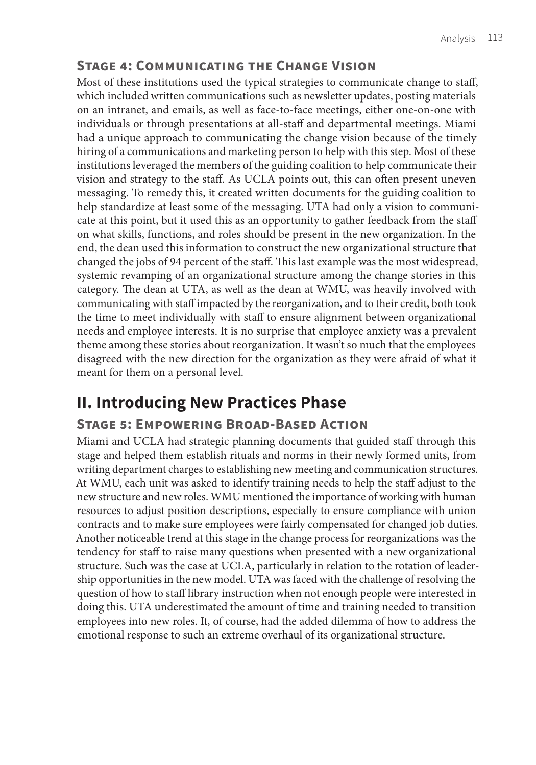### Stage 4: Communicating the Change Vision

Most of these institutions used the typical strategies to communicate change to staff, which included written communications such as newsletter updates, posting materials on an intranet, and emails, as well as face-to-face meetings, either one-on-one with individuals or through presentations at all-staff and departmental meetings. Miami had a unique approach to communicating the change vision because of the timely hiring of a communications and marketing person to help with this step. Most of these institutions leveraged the members of the guiding coalition to help communicate their vision and strategy to the staff. As UCLA points out, this can often present uneven messaging. To remedy this, it created written documents for the guiding coalition to help standardize at least some of the messaging. UTA had only a vision to communicate at this point, but it used this as an opportunity to gather feedback from the staff on what skills, functions, and roles should be present in the new organization. In the end, the dean used this information to construct the new organizational structure that changed the jobs of 94 percent of the staff. This last example was the most widespread, systemic revamping of an organizational structure among the change stories in this category. The dean at UTA, as well as the dean at WMU, was heavily involved with communicating with staff impacted by the reorganization, and to their credit, both took the time to meet individually with staff to ensure alignment between organizational needs and employee interests. It is no surprise that employee anxiety was a prevalent theme among these stories about reorganization. It wasn't so much that the employees disagreed with the new direction for the organization as they were afraid of what it meant for them on a personal level.

## II. Introducing New Practices Phase

### Stage 5: Empowering Broad-Based Action

Miami and UCLA had strategic planning documents that guided staff through this stage and helped them establish rituals and norms in their newly formed units, from writing department charges to establishing new meeting and communication structures. At WMU, each unit was asked to identify training needs to help the staff adjust to the new structure and new roles. WMU mentioned the importance of working with human resources to adjust position descriptions, especially to ensure compliance with union contracts and to make sure employees were fairly compensated for changed job duties. Another noticeable trend at this stage in the change process for reorganizations was the tendency for staff to raise many questions when presented with a new organizational structure. Such was the case at UCLA, particularly in relation to the rotation of leadership opportunities in the new model. UTA was faced with the challenge of resolving the question of how to staff library instruction when not enough people were interested in doing this. UTA underestimated the amount of time and training needed to transition employees into new roles. It, of course, had the added dilemma of how to address the emotional response to such an extreme overhaul of its organizational structure.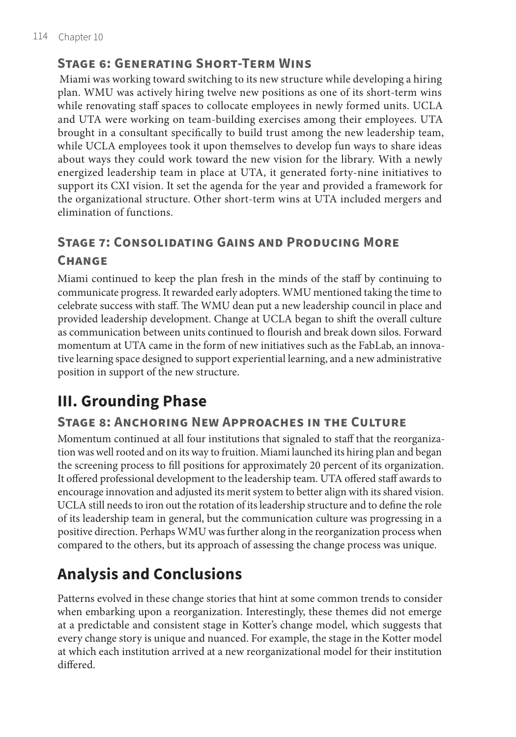### Stage 6: Generating Short-Term Wins

Miami was working toward switching to its new structure while developing a hiring plan. WMU was actively hiring twelve new positions as one of its short-term wins while renovating staff spaces to collocate employees in newly formed units. UCLA and UTA were working on team-building exercises among their employees. UTA brought in a consultant specifically to build trust among the new leadership team, while UCLA employees took it upon themselves to develop fun ways to share ideas about ways they could work toward the new vision for the library. With a newly energized leadership team in place at UTA, it generated forty-nine initiatives to support its CXI vision. It set the agenda for the year and provided a framework for the organizational structure. Other short-term wins at UTA included mergers and elimination of functions.

### Stage 7: Consolidating Gains and Producing More Change

Miami continued to keep the plan fresh in the minds of the staff by continuing to communicate progress. It rewarded early adopters. WMU mentioned taking the time to celebrate success with staff. The WMU dean put a new leadership council in place and provided leadership development. Change at UCLA began to shift the overall culture as communication between units continued to flourish and break down silos. Forward momentum at UTA came in the form of new initiatives such as the FabLab, an innovative learning space designed to support experiential learning, and a new administrative position in support of the new structure.

## III. Grounding Phase

### Stage 8: Anchoring New Approaches in the Culture

Momentum continued at all four institutions that signaled to staff that the reorganization was well rooted and on its way to fruition. Miami launched its hiring plan and began the screening process to fill positions for approximately 20 percent of its organization. It offered professional development to the leadership team. UTA offered staff awards to encourage innovation and adjusted its merit system to better align with its shared vision. UCLA still needs to iron out the rotation of its leadership structure and to define the role of its leadership team in general, but the communication culture was progressing in a positive direction. Perhaps WMU was further along in the reorganization process when compared to the others, but its approach of assessing the change process was unique.

## Analysis and Conclusions

Patterns evolved in these change stories that hint at some common trends to consider when embarking upon a reorganization. Interestingly, these themes did not emerge at a predictable and consistent stage in Kotter's change model, which suggests that every change story is unique and nuanced. For example, the stage in the Kotter model at which each institution arrived at a new reorganizational model for their institution differed.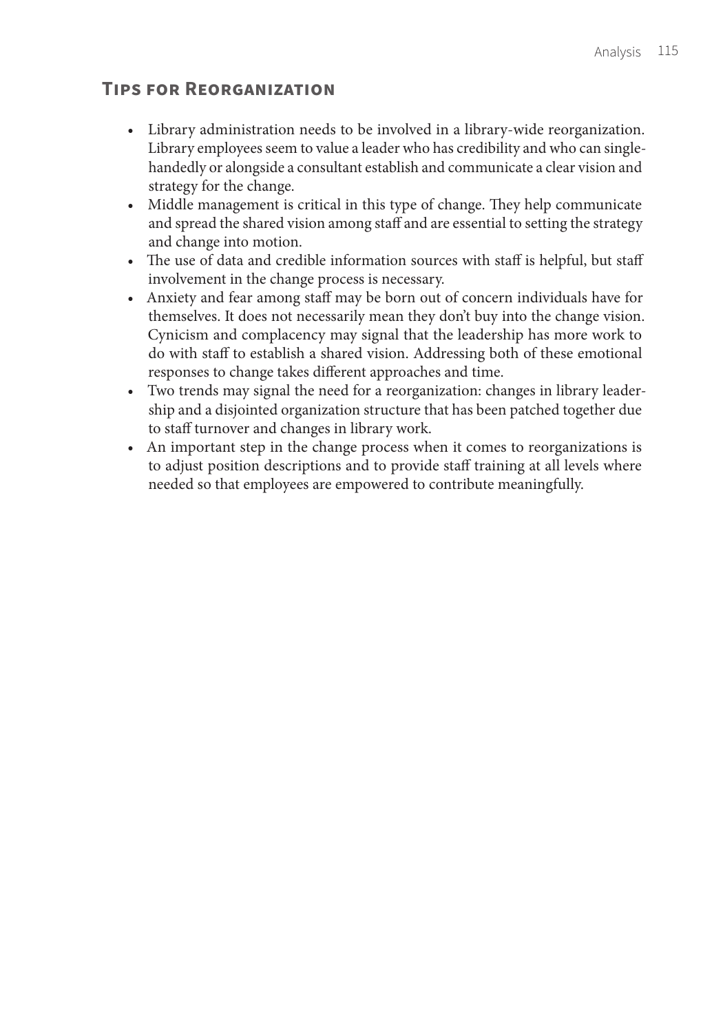## Tips for Reorganization

- Library administration needs to be involved in a library-wide reorganization. Library employees seem to value a leader who has credibility and who can single-handedly or alongside a consultant establish and communicate a clear vision and strategy for the change.
- Middle management is critical in this type of change. They help communicate and spread the shared vision among staff and are essential to setting the strategy and change into motion.
- The use of data and credible information sources with staff is helpful, but staff involvement in the change process is necessary.
- Anxiety and fear among staff may be born out of concern individuals have for themselves. It does not necessarily mean they don't buy into the change vision. Cynicism and complacency may signal that the leadership has more work to do with staff to establish a shared vision. Addressing both of these emotional responses to change takes different approaches and time.
- Two trends may signal the need for a reorganization: changes in library leadership and a disjointed organization structure that has been patched together due to staff turnover and changes in library work.
- An important step in the change process when it comes to reorganizations is to adjust position descriptions and to provide staff training at all levels where needed so that employees are empowered to contribute meaningfully.